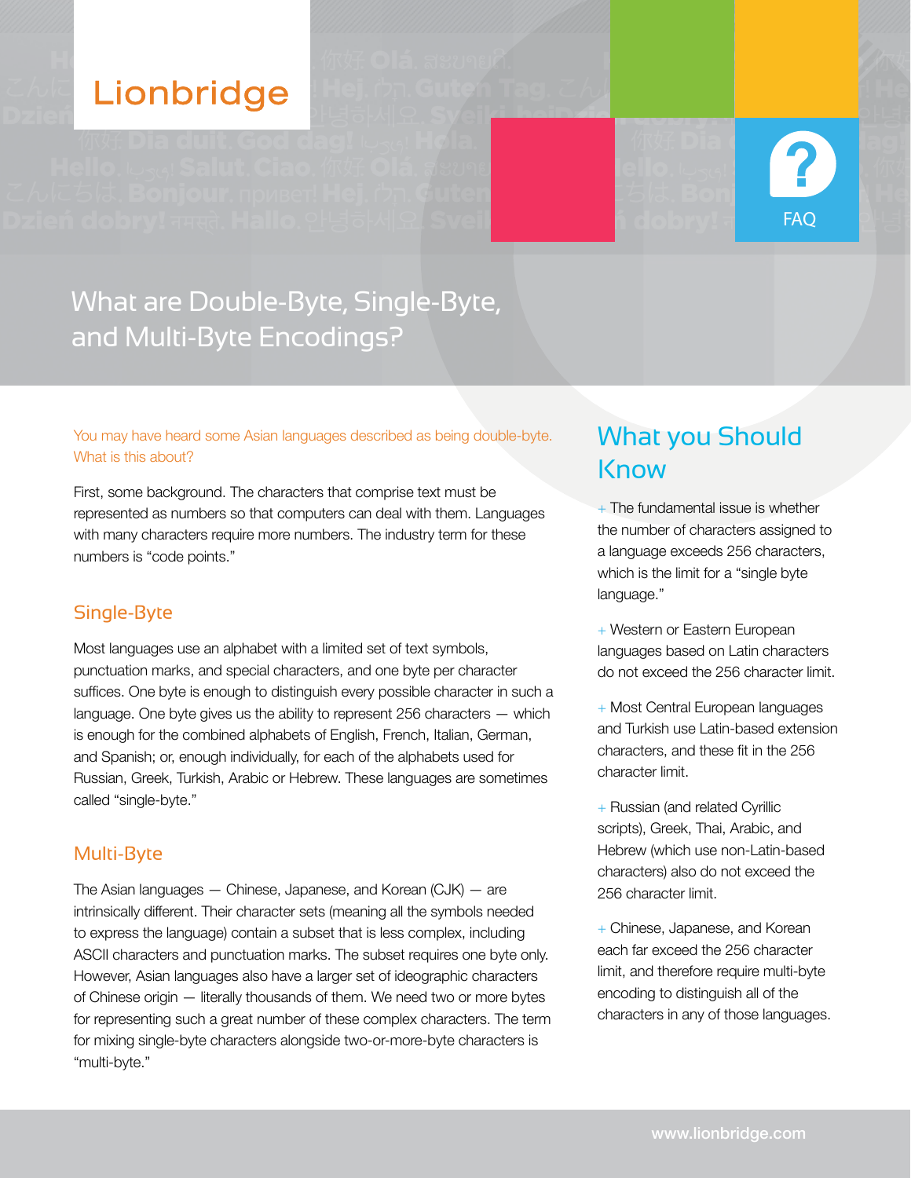Lionbridge

FAQ

# What are Double-Byte, Single-Byte, and Multi-Byte Encodings?

You may have heard some Asian languages described as being double-byte. What is this about?

First, some background. The characters that comprise text must be represented as numbers so that computers can deal with them. Languages with many characters require more numbers. The industry term for these numbers is "code points."

## Single-Byte

Most languages use an alphabet with a limited set of text symbols, punctuation marks, and special characters, and one byte per character suffices. One byte is enough to distinguish every possible character in such a language. One byte gives us the ability to represent 256 characters — which is enough for the combined alphabets of English, French, Italian, German, and Spanish; or, enough individually, for each of the alphabets used for Russian, Greek, Turkish, Arabic or Hebrew. These languages are sometimes called "single-byte."

## Multi-Byte

The Asian languages — Chinese, Japanese, and Korean (CJK) — are intrinsically different. Their character sets (meaning all the symbols needed to express the language) contain a subset that is less complex, including ASCII characters and punctuation marks. The subset requires one byte only. However, Asian languages also have a larger set of ideographic characters of Chinese origin — literally thousands of them. We need two or more bytes for representing such a great number of these complex characters. The term for mixing single-byte characters alongside two-or-more-byte characters is "multi-byte."

## What you Should Know

+ The fundamental issue is whether the number of characters assigned to a language exceeds 256 characters, which is the limit for a "single byte language."

+ Western or Eastern European languages based on Latin characters do not exceed the 256 character limit.

+ Most Central European languages and Turkish use Latin-based extension characters, and these fit in the 256 character limit.

+ Russian (and related Cyrillic scripts), Greek, Thai, Arabic, and Hebrew (which use non-Latin-based characters) also do not exceed the 256 character limit.

+ Chinese, Japanese, and Korean each far exceed the 256 character limit, and therefore require multi-byte encoding to distinguish all of the characters in any of those languages.

www.lionbridge.com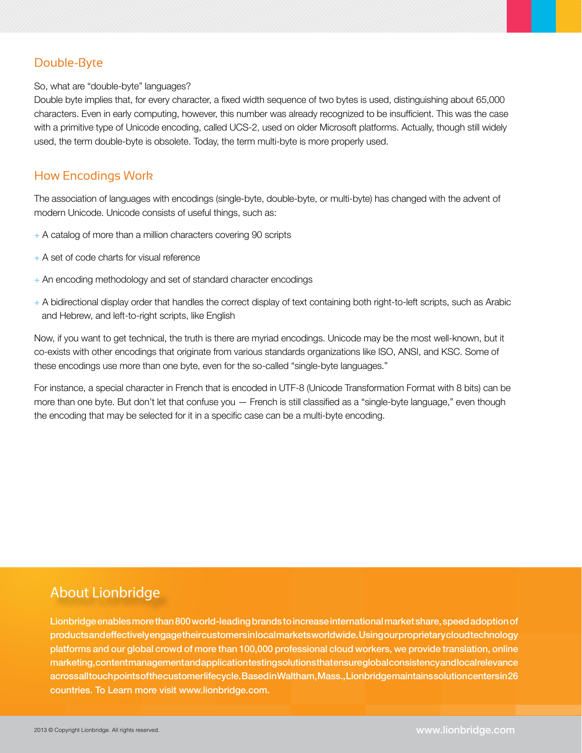## Double-Byte

So, what are "double-byte" languages?
Double byte implies that, for every character, a fixed width sequence of two bytes is used, distinguishing about 65,000 characters. Even in early computing, however, this number was already recognized to be insufficient. This was the case with a primitive type of Unicode encoding, called UCS-2, used on older Microsoft platforms. Actually, though still widely used, the term double-byte is obsolete. Today, the term multi-byte is more properly used.

## How Encodings Work

The association of languages with encodings (single-byte, double-byte, or multi-byte) has changed with the advent of modern Unicode. Unicode consists of useful things, such as:

+ A catalog of more than a million characters covering 90 scripts
+ A set of code charts for visual reference
+ An encoding methodology and set of standard character encodings
+ A bidirectional display order that handles the correct display of text containing both right-to-left scripts, such as Arabic and Hebrew, and left-to-right scripts, like English

Now, if you want to get technical, the truth is there are myriad encodings. Unicode may be the most well-known, but it co-exists with other encodings that originate from various standards organizations like ISO, ANSI, and KSC. Some of these encodings use more than one byte, even for the so-called "single-byte languages."

For instance, a special character in French that is encoded in UTF-8 (Unicode Transformation Format with 8 bits) can be more than one byte. But don't let that confuse you — French is still classified as a "single-byte language," even though the encoding that may be selected for it in a specific case can be a multi-byte encoding.

## About Lionbridge

**Lionbridge enables more than 800 world-leading brands to increase international market share, speed adoption of products and effectively engage their customers in local markets worldwide. Using our proprietary cloud technology platforms and our global crowd of more than 100,000 professional cloud workers, we provide translation, online marketing, content management and application testing solutions that ensure global consistency and local relevance across all touchpoints of the customer lifecycle. Based in Waltham, Mass., Lionbridge maintains solution centers in 26 countries. To Learn more visit www.lionbridge.com.**

2013 © Copyright Lionbridge. All rights reserved.

www.lionbridge.com